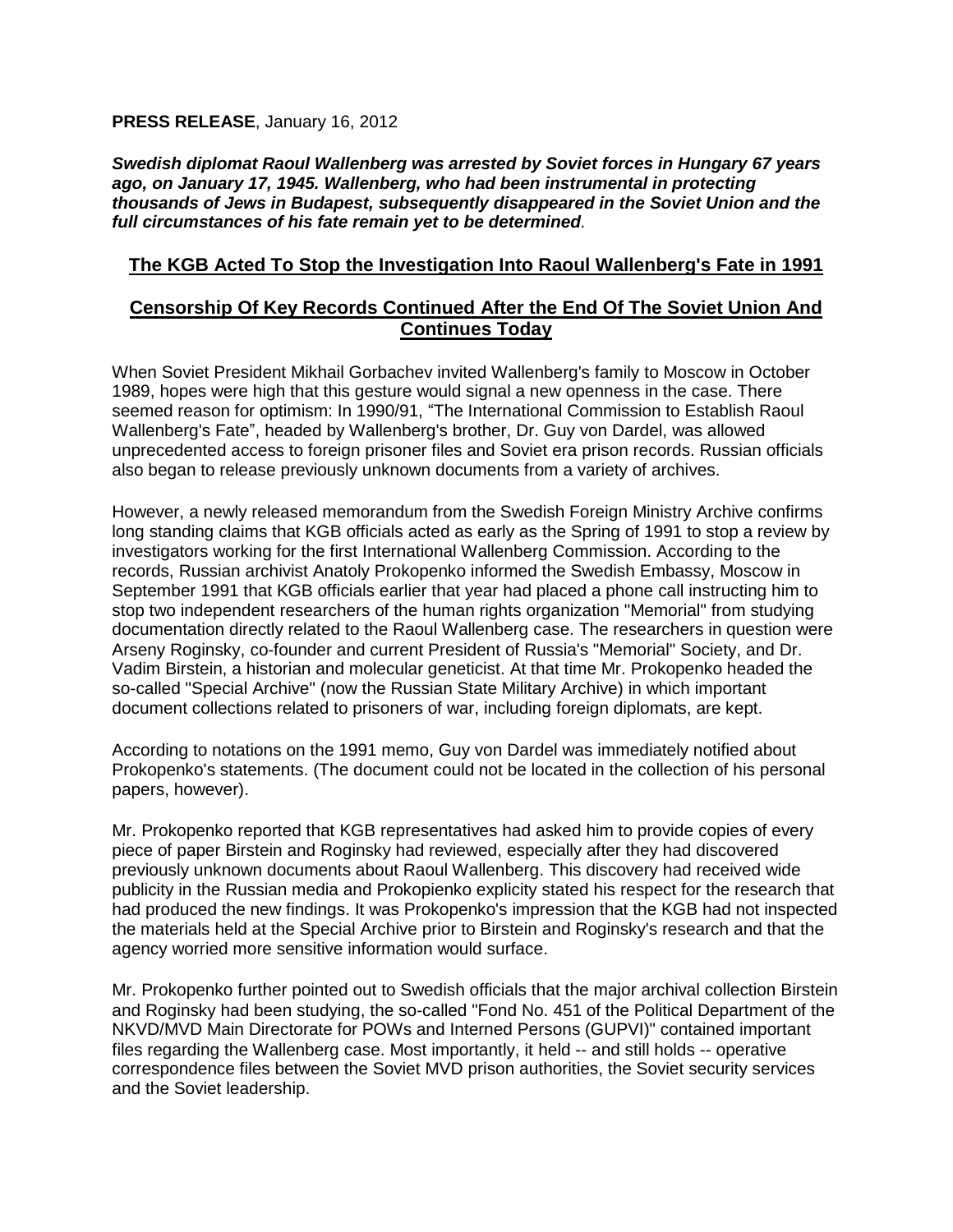**PRESS RELEASE**, January 16, 2012

***Swedish diplomat Raoul Wallenberg was arrested by Soviet forces in Hungary 67 years ago, on January 17, 1945. Wallenberg, who had been instrumental in protecting thousands of Jews in Budapest, subsequently disappeared in the Soviet Union and the full circumstances of his fate remain yet to be determined*.**

## The KGB Acted To Stop the Investigation Into Raoul Wallenberg's Fate in 1991

## Censorship Of Key Records Continued After the End Of The Soviet Union And Continues Today

When Soviet President Mikhail Gorbachev invited Wallenberg's family to Moscow in October 1989, hopes were high that this gesture would signal a new openness in the case. There seemed reason for optimism: In 1990/91, "The International Commission to Establish Raoul Wallenberg's Fate", headed by Wallenberg's brother, Dr. Guy von Dardel, was allowed unprecedented access to foreign prisoner files and Soviet era prison records. Russian officials also began to release previously unknown documents from a variety of archives.

However, a newly released memorandum from the Swedish Foreign Ministry Archive confirms long standing claims that KGB officials acted as early as the Spring of 1991 to stop a review by investigators working for the first International Wallenberg Commission. According to the records, Russian archivist Anatoly Prokopenko informed the Swedish Embassy, Moscow in September 1991 that KGB officials earlier that year had placed a phone call instructing him to stop two independent researchers of the human rights organization "Memorial" from studying documentation directly related to the Raoul Wallenberg case. The researchers in question were Arseny Roginsky, co-founder and current President of Russia's "Memorial" Society, and Dr. Vadim Birstein, a historian and molecular geneticist. At that time Mr. Prokopenko headed the so-called "Special Archive" (now the Russian State Military Archive) in which important document collections related to prisoners of war, including foreign diplomats, are kept.

According to notations on the 1991 memo, Guy von Dardel was immediately notified about Prokopenko's statements. (The document could not be located in the collection of his personal papers, however).

Mr. Prokopenko reported that KGB representatives had asked him to provide copies of every piece of paper Birstein and Roginsky had reviewed, especially after they had discovered previously unknown documents about Raoul Wallenberg. This discovery had received wide publicity in the Russian media and Prokopienko explicity stated his respect for the research that had produced the new findings. It was Prokopenko's impression that the KGB had not inspected the materials held at the Special Archive prior to Birstein and Roginsky's research and that the agency worried more sensitive information would surface.

Mr. Prokopenko further pointed out to Swedish officials that the major archival collection Birstein and Roginsky had been studying, the so-called "Fond No. 451 of the Political Department of the NKVD/MVD Main Directorate for POWs and Interned Persons (GUPVI)" contained important files regarding the Wallenberg case. Most importantly, it held -- and still holds -- operative correspondence files between the Soviet MVD prison authorities, the Soviet security services and the Soviet leadership.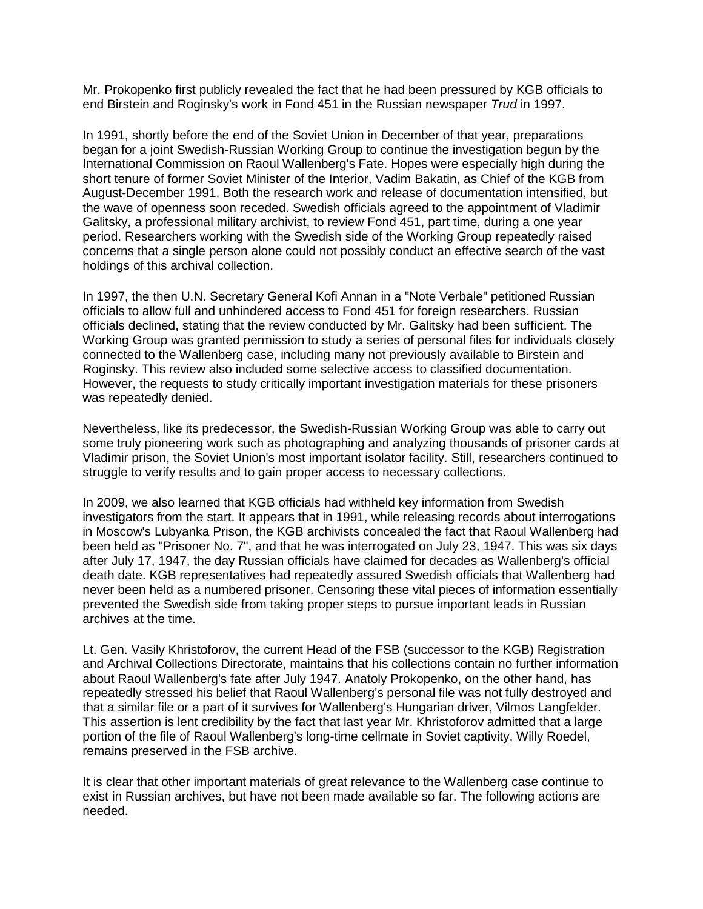Mr. Prokopenko first publicly revealed the fact that he had been pressured by KGB officials to end Birstein and Roginsky's work in Fond 451 in the Russian newspaper *Trud* in 1997.

In 1991, shortly before the end of the Soviet Union in December of that year, preparations began for a joint Swedish-Russian Working Group to continue the investigation begun by the International Commission on Raoul Wallenberg's Fate. Hopes were especially high during the short tenure of former Soviet Minister of the Interior, Vadim Bakatin, as Chief of the KGB from August-December 1991. Both the research work and release of documentation intensified, but the wave of openness soon receded. Swedish officials agreed to the appointment of Vladimir Galitsky, a professional military archivist, to review Fond 451, part time, during a one year period. Researchers working with the Swedish side of the Working Group repeatedly raised concerns that a single person alone could not possibly conduct an effective search of the vast holdings of this archival collection.

In 1997, the then U.N. Secretary General Kofi Annan in a "Note Verbale" petitioned Russian officials to allow full and unhindered access to Fond 451 for foreign researchers. Russian officials declined, stating that the review conducted by Mr. Galitsky had been sufficient. The Working Group was granted permission to study a series of personal files for individuals closely connected to the Wallenberg case, including many not previously available to Birstein and Roginsky. This review also included some selective access to classified documentation. However, the requests to study critically important investigation materials for these prisoners was repeatedly denied.

Nevertheless, like its predecessor, the Swedish-Russian Working Group was able to carry out some truly pioneering work such as photographing and analyzing thousands of prisoner cards at Vladimir prison, the Soviet Union's most important isolator facility. Still, researchers continued to struggle to verify results and to gain proper access to necessary collections.

In 2009, we also learned that KGB officials had withheld key information from Swedish investigators from the start. It appears that in 1991, while releasing records about interrogations in Moscow's Lubyanka Prison, the KGB archivists concealed the fact that Raoul Wallenberg had been held as "Prisoner No. 7", and that he was interrogated on July 23, 1947. This was six days after July 17, 1947, the day Russian officials have claimed for decades as Wallenberg's official death date. KGB representatives had repeatedly assured Swedish officials that Wallenberg had never been held as a numbered prisoner. Censoring these vital pieces of information essentially prevented the Swedish side from taking proper steps to pursue important leads in Russian archives at the time.

Lt. Gen. Vasily Khristoforov, the current Head of the FSB (successor to the KGB) Registration and Archival Collections Directorate, maintains that his collections contain no further information about Raoul Wallenberg's fate after July 1947. Anatoly Prokopenko, on the other hand, has repeatedly stressed his belief that Raoul Wallenberg's personal file was not fully destroyed and that a similar file or a part of it survives for Wallenberg's Hungarian driver, Vilmos Langfelder. This assertion is lent credibility by the fact that last year Mr. Khristoforov admitted that a large portion of the file of Raoul Wallenberg's long-time cellmate in Soviet captivity, Willy Roedel, remains preserved in the FSB archive.

It is clear that other important materials of great relevance to the Wallenberg case continue to exist in Russian archives, but have not been made available so far. The following actions are needed.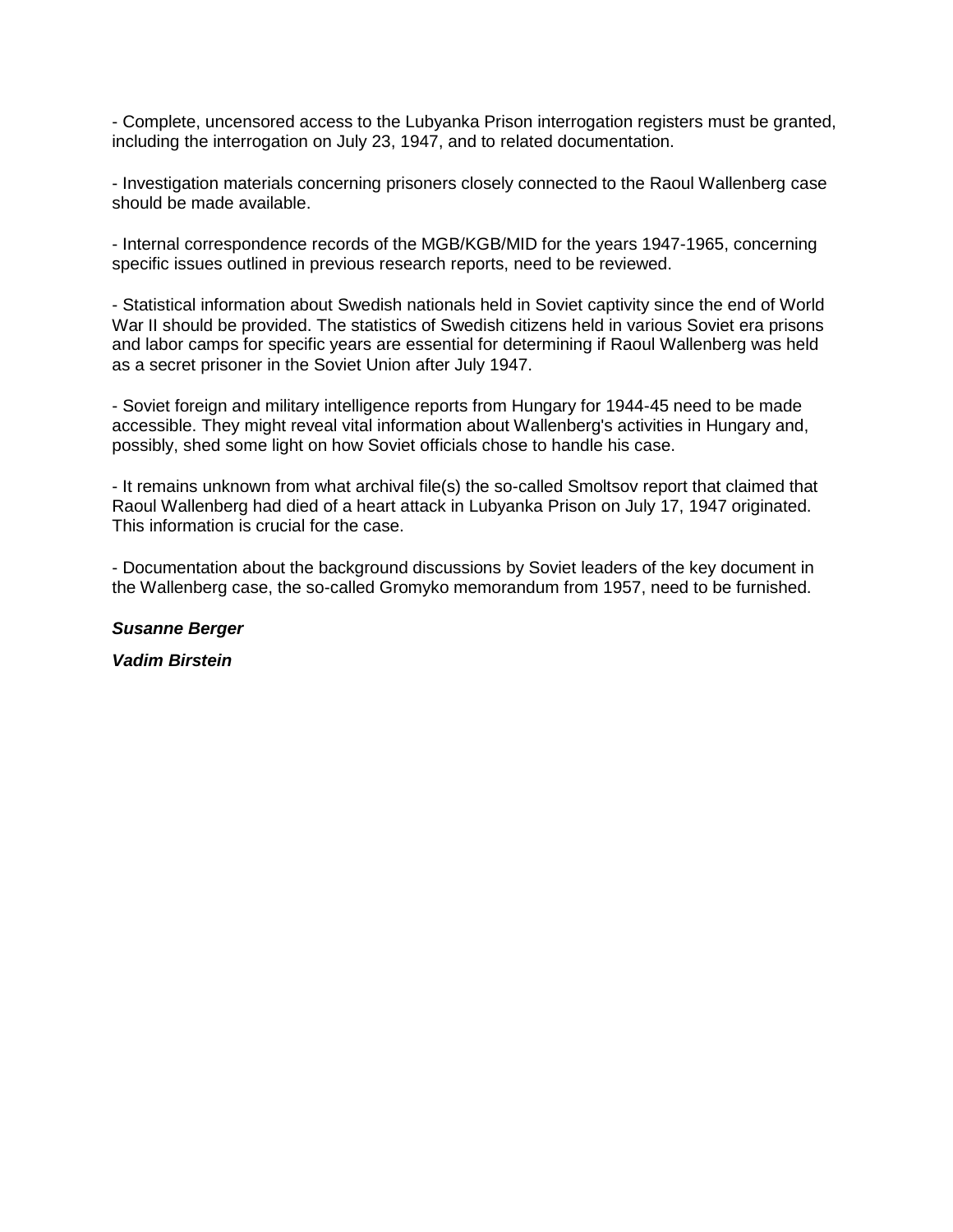- Complete, uncensored access to the Lubyanka Prison interrogation registers must be granted, including the interrogation on July 23, 1947, and to related documentation.

- Investigation materials concerning prisoners closely connected to the Raoul Wallenberg case should be made available.

- Internal correspondence records of the MGB/KGB/MID for the years 1947-1965, concerning specific issues outlined in previous research reports, need to be reviewed.

- Statistical information about Swedish nationals held in Soviet captivity since the end of World War II should be provided. The statistics of Swedish citizens held in various Soviet era prisons and labor camps for specific years are essential for determining if Raoul Wallenberg was held as a secret prisoner in the Soviet Union after July 1947.

- Soviet foreign and military intelligence reports from Hungary for 1944-45 need to be made accessible. They might reveal vital information about Wallenberg's activities in Hungary and, possibly, shed some light on how Soviet officials chose to handle his case.

- It remains unknown from what archival file(s) the so-called Smoltsov report that claimed that Raoul Wallenberg had died of a heart attack in Lubyanka Prison on July 17, 1947 originated. This information is crucial for the case.

- Documentation about the background discussions by Soviet leaders of the key document in the Wallenberg case, the so-called Gromyko memorandum from 1957, need to be furnished.

***Susanne Berger***

***Vadim Birstein***